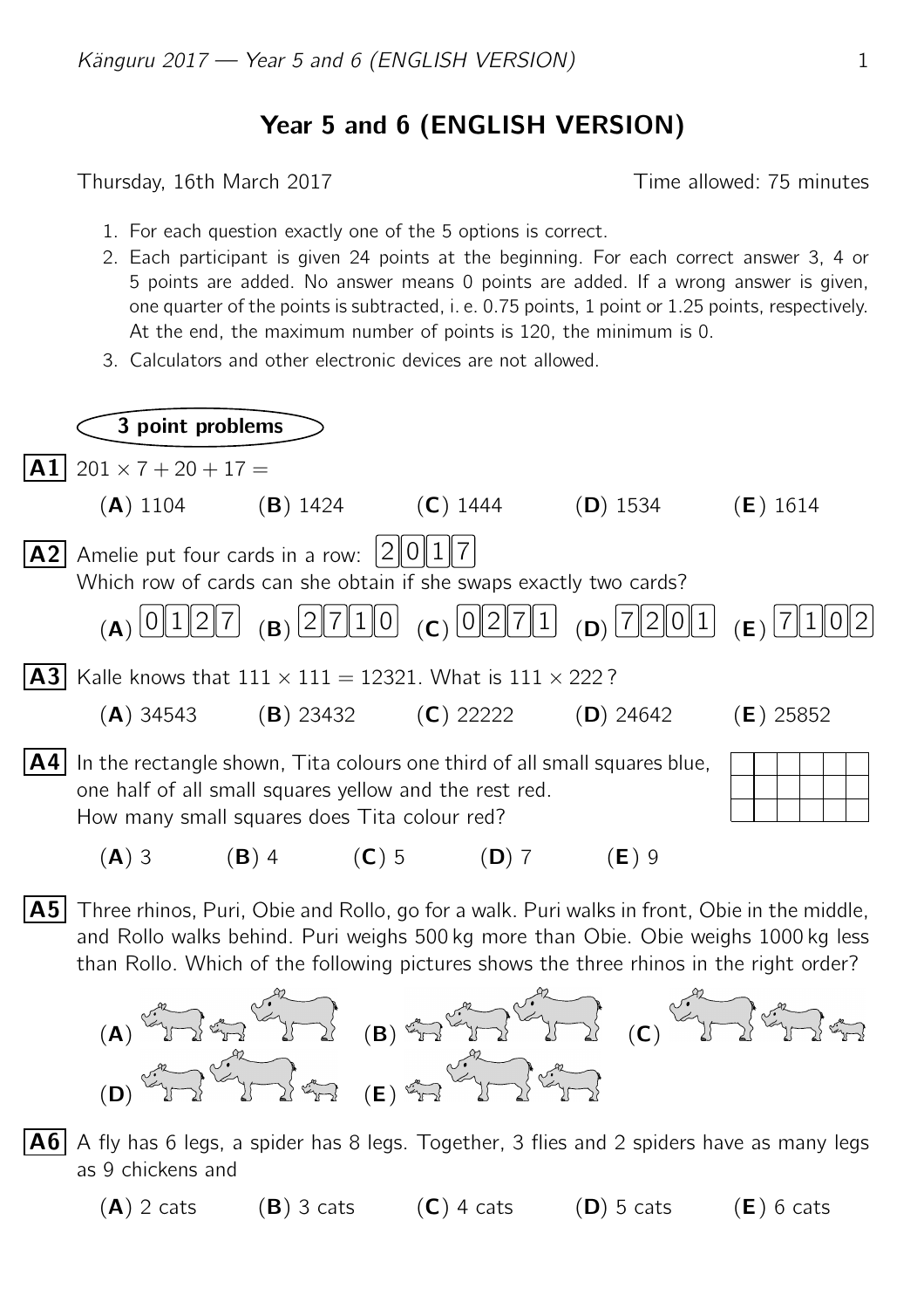# Year 5 and 6 (ENGLISH VERSION)

Thursday, 16th March 2017 Time allowed: 75 minutes

1. For each question exactly one of the 5 options is correct.
2. Each participant is given 24 points at the beginning. For each correct answer 3, 4 or 5 points are added. No answer means 0 points are added. If a wrong answer is given, one quarter of the points is subtracted, i. e. 0.75 points, 1 point or 1.25 points, respectively. At the end, the maximum number of points is 120, the minimum is 0.
3. Calculators and other electronic devices are not allowed.

## 3 point problems

**A1** $201 \times 7 + 20 + 17 =$

(**A**) 1104 (**B**) 1424 (**C**) 1444 (**D**) 1534 (**E**) 1614

**A2** Amelie put four cards in a row: [2][0][1][7]
Which row of cards can she obtain if she swaps exactly two cards?

(**A**) [0][1][2][7] (**B**) [2][7][1][0] (**C**) [0][2][7][1] (**D**) [7][2][0][1] (**E**) [7][1][0][2]

**A3** Kalle knows that $111 \times 111 = 12321$. What is $111 \times 222$?

(**A**) 34543 (**B**) 23432 (**C**) 22222 (**D**) 24642 (**E**) 25852

**A4** In the rectangle shown, Tita colours one third of all small squares blue, one half of all small squares yellow and the rest red.
How many small squares does Tita colour red?

(**A**) 3 (**B**) 4 (**C**) 5 (**D**) 7 (**E**) 9

**A5** Three rhinos, Puri, Obie and Rollo, go for a walk. Puri walks in front, Obie in the middle, and Rollo walks behind. Puri weighs 500 kg more than Obie. Obie weighs 1000 kg less than Rollo. Which of the following pictures shows the three rhinos in the right order?

(**A**) (**B**) (**C**)
(**D**) (**E**)

**A6** A fly has 6 legs, a spider has 8 legs. Together, 3 flies and 2 spiders have as many legs as 9 chickens and

(**A**) 2 cats (**B**) 3 cats (**C**) 4 cats (**D**) 5 cats (**E**) 6 cats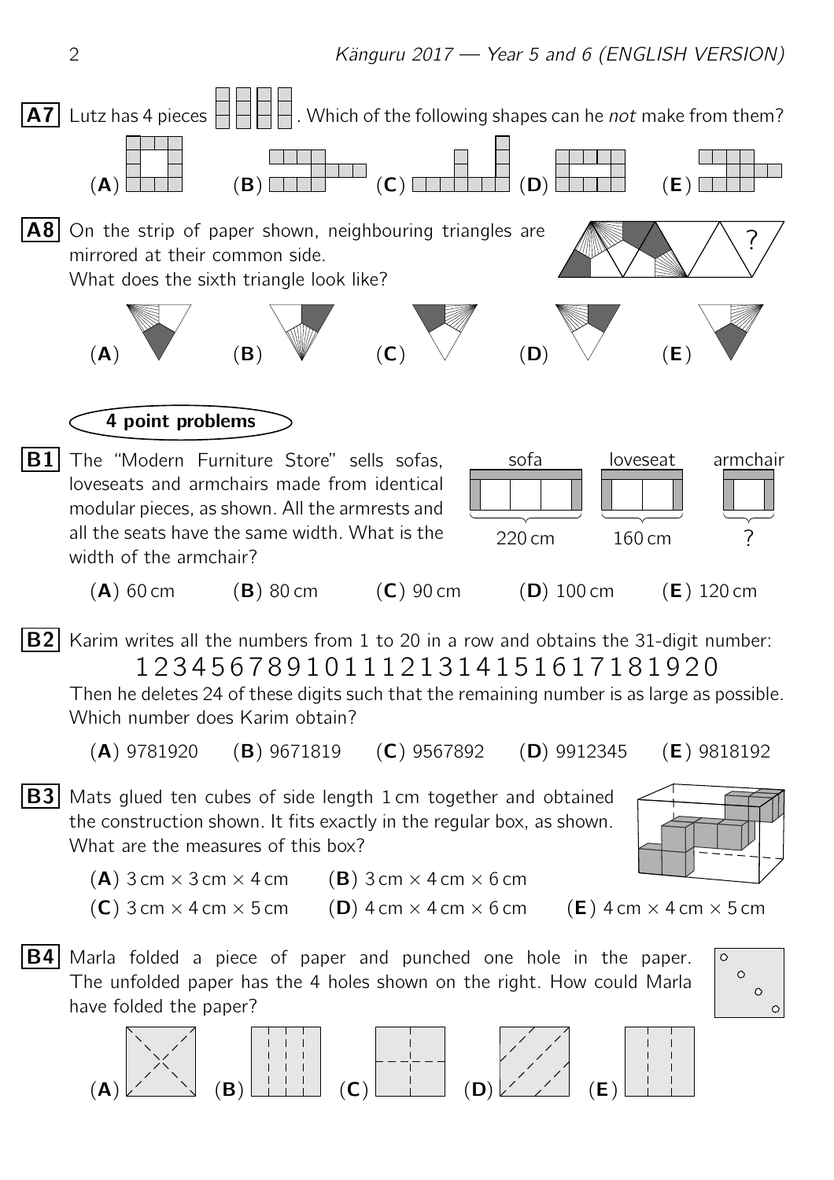**A7** Lutz has 4 pieces. Which of the following shapes can he *not* make from them?

(**A**) (**B**) (**C**) (**D**) (**E**)

**A8** On the strip of paper shown, neighbouring triangles are mirrored at their common side.
What does the sixth triangle look like?

(**A**) (**B**) (**C**) (**D**) (**E**)

## 4 point problems

**B1** The "Modern Furniture Store" sells sofas, loveseats and armchairs made from identical modular pieces, as shown. All the armrests and all the seats have the same width. What is the width of the armchair?

sofa: 220 cm, loveseat: 160 cm, armchair: ?

(**A**) 60 cm (**B**) 80 cm (**C**) 90 cm (**D**) 100 cm (**E**) 120 cm

**B2** Karim writes all the numbers from 1 to 20 in a row and obtains the 31-digit number:

1234567891011121314151617181920

Then he deletes 24 of these digits such that the remaining number is as large as possible. Which number does Karim obtain?

(**A**) 9781920 (**B**) 9671819 (**C**) 9567892 (**D**) 9912345 (**E**) 9818192

**B3** Mats glued ten cubes of side length 1 cm together and obtained the construction shown. It fits exactly in the regular box, as shown. What are the measures of this box?

(**A**) 3 cm × 3 cm × 4 cm (**B**) 3 cm × 4 cm × 6 cm
(**C**) 3 cm × 4 cm × 5 cm (**D**) 4 cm × 4 cm × 6 cm (**E**) 4 cm × 4 cm × 5 cm

**B4** Marla folded a piece of paper and punched one hole in the paper. The unfolded paper has the 4 holes shown on the right. How could Marla have folded the paper?

(**A**) (**B**) (**C**) (**D**) (**E**)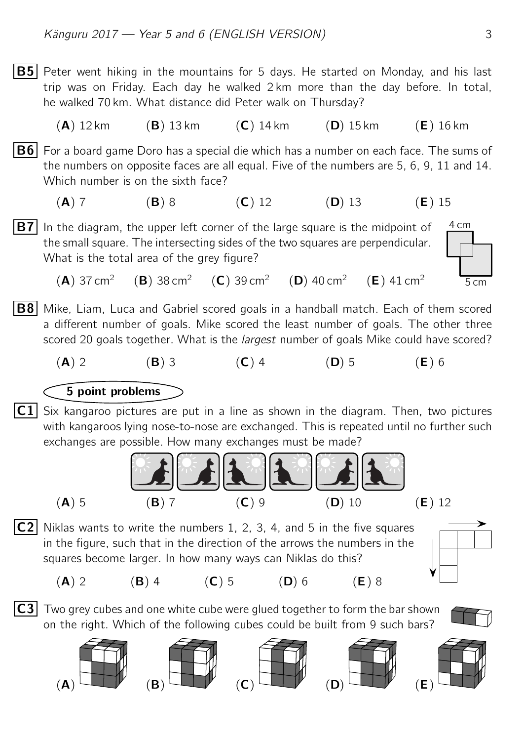**B5** Peter went hiking in the mountains for 5 days. He started on Monday, and his last trip was on Friday. Each day he walked 2 km more than the day before. In total, he walked 70 km. What distance did Peter walk on Thursday?

(**A**) 12 km (**B**) 13 km (**C**) 14 km (**D**) 15 km (**E**) 16 km

**B6** For a board game Doro has a special die which has a number on each face. The sums of the numbers on opposite faces are all equal. Five of the numbers are 5, 6, 9, 11 and 14. Which number is on the sixth face?

(**A**) 7 (**B**) 8 (**C**) 12 (**D**) 13 (**E**) 15

**B7** In the diagram, the upper left corner of the large square is the midpoint of the small square. The intersecting sides of the two squares are perpendicular. What is the total area of the grey figure?

4 cm

5 cm

(**A**) 37 cm$^2$ (**B**) 38 cm$^2$ (**C**) 39 cm$^2$ (**D**) 40 cm$^2$ (**E**) 41 cm$^2$

**B8** Mike, Liam, Luca and Gabriel scored goals in a handball match. Each of them scored a different number of goals. Mike scored the least number of goals. The other three scored 20 goals together. What is the *largest* number of goals Mike could have scored?

(**A**) 2 (**B**) 3 (**C**) 4 (**D**) 5 (**E**) 6

## 5 point problems

**C1** Six kangaroo pictures are put in a line as shown in the diagram. Then, two pictures with kangaroos lying nose-to-nose are exchanged. This is repeated until no further such exchanges are possible. How many exchanges must be made?

(**A**) 5 (**B**) 7 (**C**) 9 (**D**) 10 (**E**) 12

**C2** Niklas wants to write the numbers 1, 2, 3, 4, and 5 in the five squares in the figure, such that in the direction of the arrows the numbers in the squares become larger. In how many ways can Niklas do this?

(**A**) 2 (**B**) 4 (**C**) 5 (**D**) 6 (**E**) 8

**C3** Two grey cubes and one white cube were glued together to form the bar shown on the right. Which of the following cubes could be built from 9 such bars?

(**A**) (**B**) (**C**) (**D**) (**E**)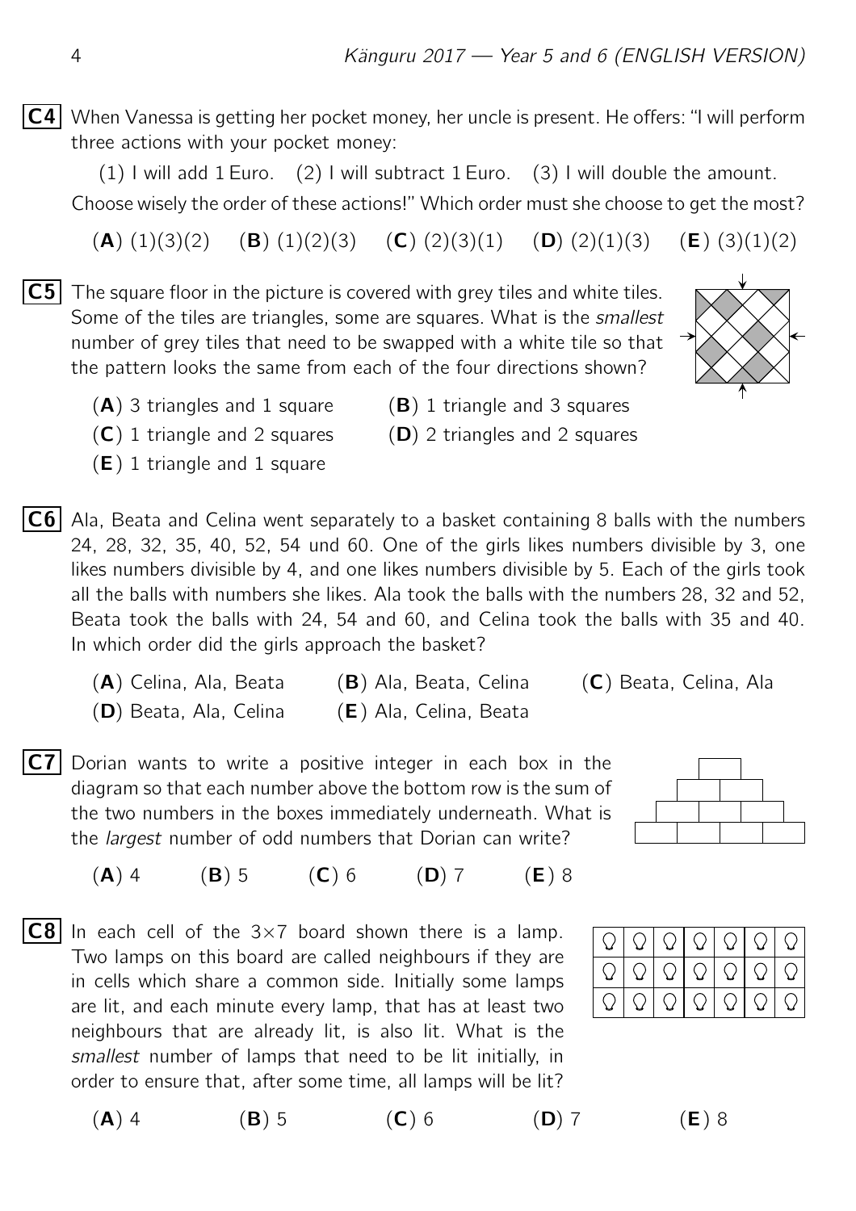**C4** When Vanessa is getting her pocket money, her uncle is present. He offers: "I will perform three actions with your pocket money:

(1) I will add 1 Euro. (2) I will subtract 1 Euro. (3) I will double the amount.

Choose wisely the order of these actions!" Which order must she choose to get the most?

(**A**) (1)(3)(2) (**B**) (1)(2)(3) (**C**) (2)(3)(1) (**D**) (2)(1)(3) (**E**) (3)(1)(2)

**C5** The square floor in the picture is covered with grey tiles and white tiles. Some of the tiles are triangles, some are squares. What is the *smallest* number of grey tiles that need to be swapped with a white tile so that the pattern looks the same from each of the four directions shown?

(**A**) 3 triangles and 1 square (**B**) 1 triangle and 3 squares
(**C**) 1 triangle and 2 squares (**D**) 2 triangles and 2 squares
(**E**) 1 triangle and 1 square

**C6** Ala, Beata and Celina went separately to a basket containing 8 balls with the numbers 24, 28, 32, 35, 40, 52, 54 und 60. One of the girls likes numbers divisible by 3, one likes numbers divisible by 4, and one likes numbers divisible by 5. Each of the girls took all the balls with numbers she likes. Ala took the balls with the numbers 28, 32 and 52, Beata took the balls with 24, 54 and 60, and Celina took the balls with 35 and 40. In which order did the girls approach the basket?

(**A**) Celina, Ala, Beata (**B**) Ala, Beata, Celina (**C**) Beata, Celina, Ala
(**D**) Beata, Ala, Celina (**E**) Ala, Celina, Beata

**C7** Dorian wants to write a positive integer in each box in the diagram so that each number above the bottom row is the sum of the two numbers in the boxes immediately underneath. What is the *largest* number of odd numbers that Dorian can write?

(**A**) 4 (**B**) 5 (**C**) 6 (**D**) 7 (**E**) 8

**C8** In each cell of the $3 \times 7$ board shown there is a lamp. Two lamps on this board are called neighbours if they are in cells which share a common side. Initially some lamps are lit, and each minute every lamp, that has at least two neighbours that are already lit, is also lit. What is the *smallest* number of lamps that need to be lit initially, in order to ensure that, after some time, all lamps will be lit?

(**A**) 4 (**B**) 5 (**C**) 6 (**D**) 7 (**E**) 8